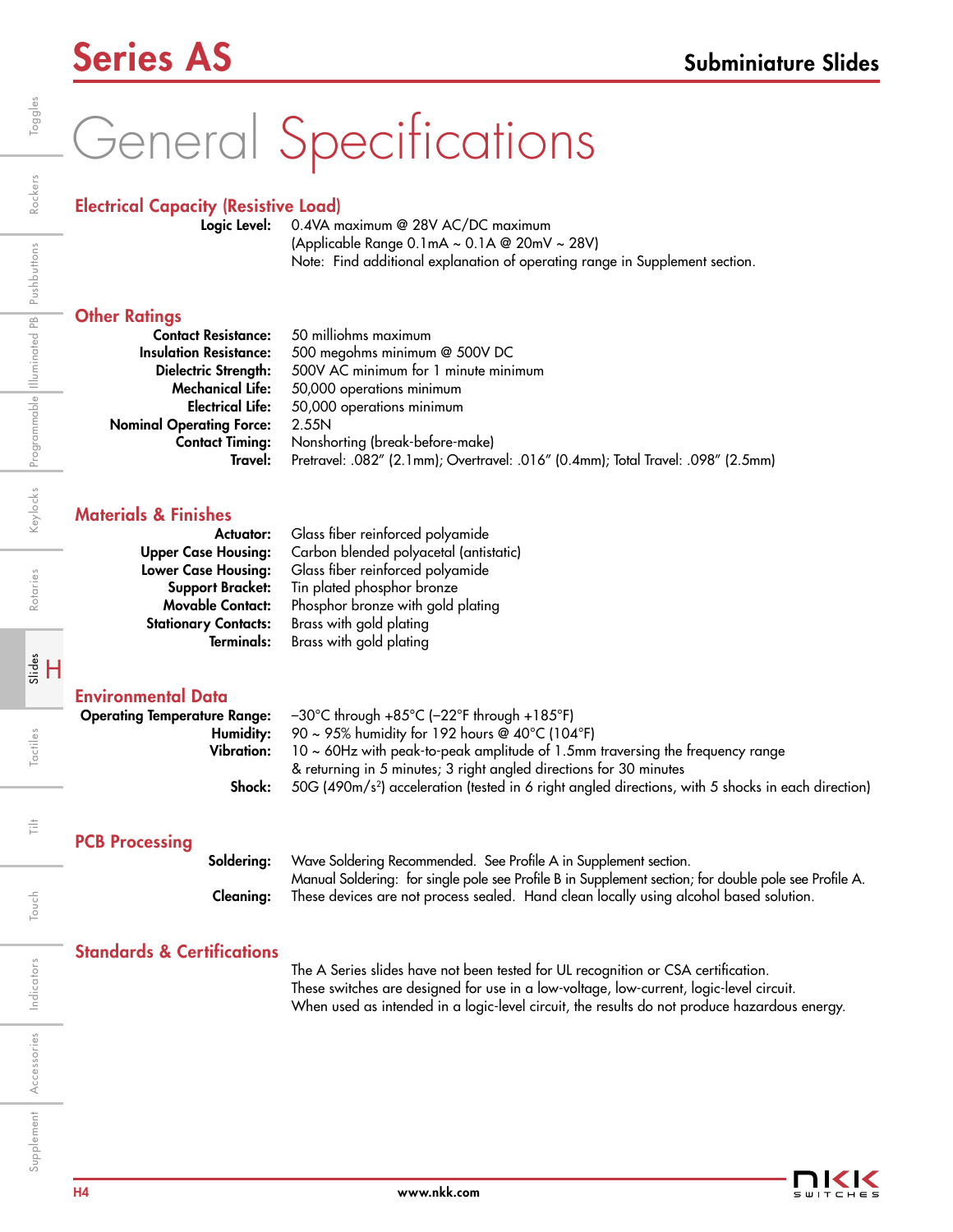# Series AS

## Subminiature Slides

# General Specifications

## Electrical Capacity (Resistive Load)

**Logic Level:** 0.4VA maximum @ 28V AC/DC maximum
(Applicable Range 0.1mA ~ 0.1A @ 20mV ~ 28V)
Note: Find additional explanation of operating range in Supplement section.

## Other Ratings

**Contact Resistance:** 50 milliohms maximum
**Insulation Resistance:** 500 megohms minimum @ 500V DC
**Dielectric Strength:** 500V AC minimum for 1 minute minimum
**Mechanical Life:** 50,000 operations minimum
**Electrical Life:** 50,000 operations minimum
**Nominal Operating Force:** 2.55N
**Contact Timing:** Nonshorting (break-before-make)
**Travel:** Pretravel: .082" (2.1mm); Overtravel: .016" (0.4mm); Total Travel: .098" (2.5mm)

## Materials & Finishes

**Actuator:** Glass fiber reinforced polyamide
**Upper Case Housing:** Carbon blended polyacetal (antistatic)
**Lower Case Housing:** Glass fiber reinforced polyamide
**Support Bracket:** Tin plated phosphor bronze
**Movable Contact:** Phosphor bronze with gold plating
**Stationary Contacts:** Brass with gold plating
**Terminals:** Brass with gold plating

## Environmental Data

**Operating Temperature Range:** –30°C through +85°C (–22°F through +185°F)
**Humidity:** 90 ~ 95% humidity for 192 hours @ 40°C (104°F)
**Vibration:** 10 ~ 60Hz with peak-to-peak amplitude of 1.5mm traversing the frequency range & returning in 5 minutes; 3 right angled directions for 30 minutes
**Shock:** 50G (490m/s$^2$) acceleration (tested in 6 right angled directions, with 5 shocks in each direction)

## PCB Processing

**Soldering:** Wave Soldering Recommended. See Profile A in Supplement section.
Manual Soldering: for single pole see Profile B in Supplement section; for double pole see Profile A.
**Cleaning:** These devices are not process sealed. Hand clean locally using alcohol based solution.

## Standards & Certifications

The A Series slides have not been tested for UL recognition or CSA certification.
These switches are designed for use in a low-voltage, low-current, logic-level circuit.
When used as intended in a logic-level circuit, the results do not produce hazardous energy.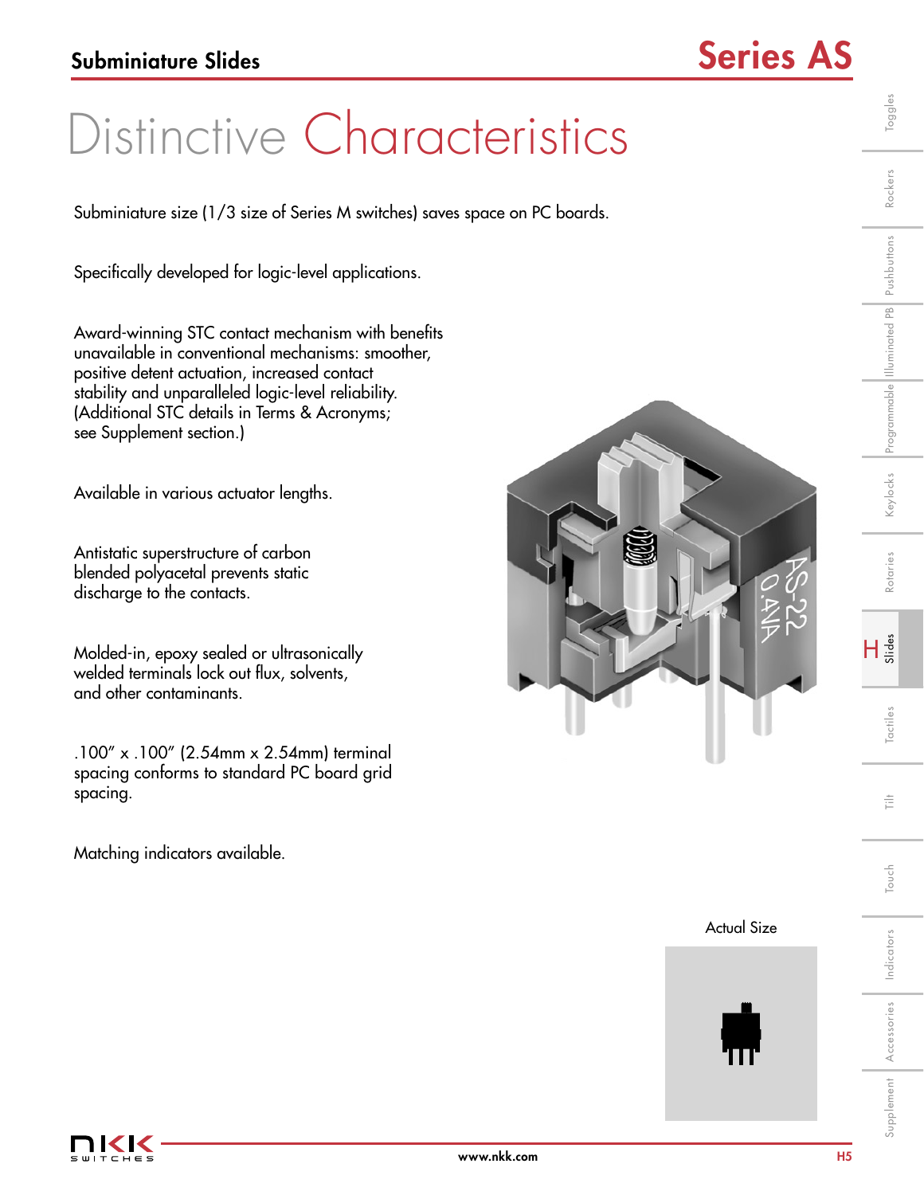# Distinctive Characteristics

Subminiature size (1/3 size of Series M switches) saves space on PC boards.

Specifically developed for logic-level applications.

Award-winning STC contact mechanism with benefits unavailable in conventional mechanisms: smoother, positive detent actuation, increased contact stability and unparalleled logic-level reliability. (Additional STC details in Terms & Acronyms; see Supplement section.)

Available in various actuator lengths.

Antistatic superstructure of carbon blended polyacetal prevents static discharge to the contacts.

Molded-in, epoxy sealed or ultrasonically welded terminals lock out flux, solvents, and other contaminants.

.100" x .100" (2.54mm x 2.54mm) terminal spacing conforms to standard PC board grid spacing.

Matching indicators available.

Actual Size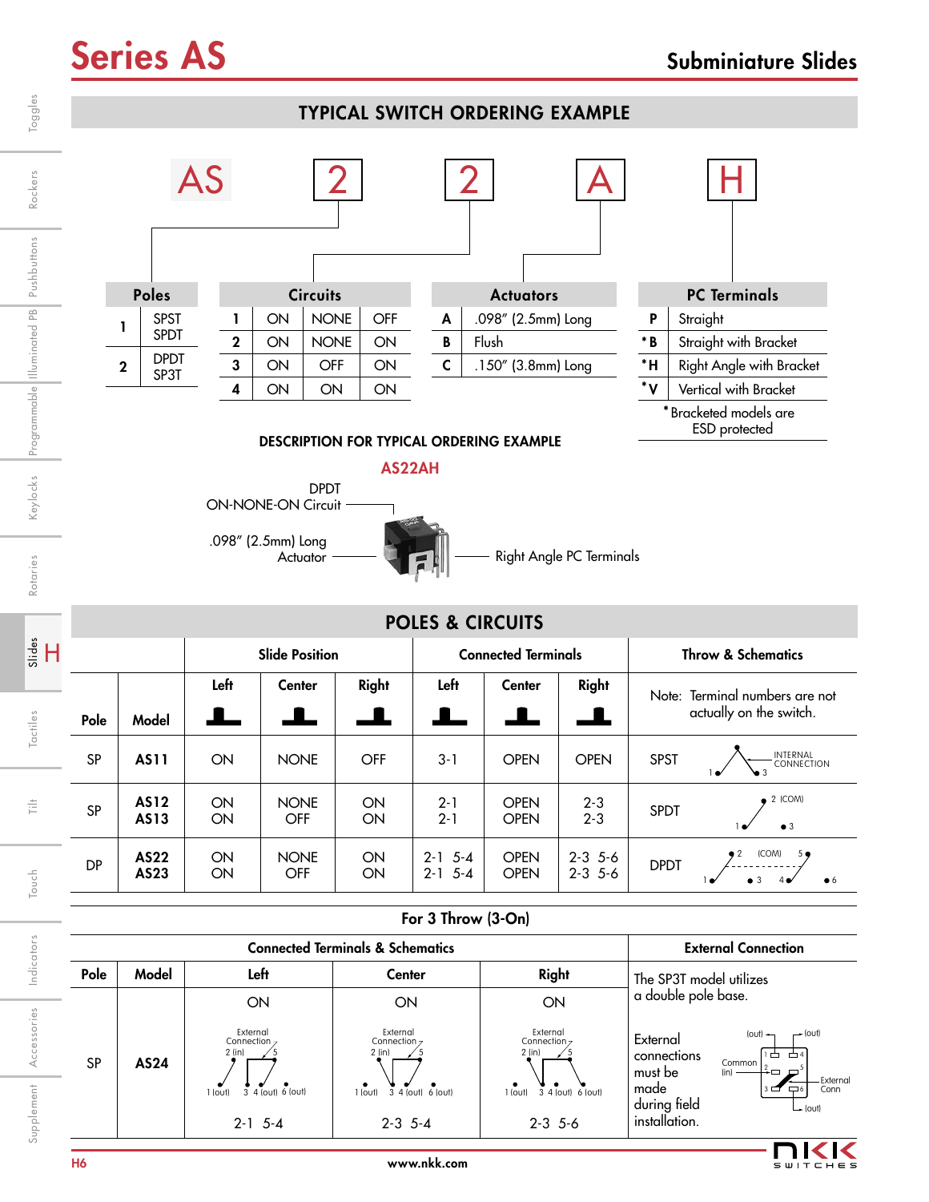# Series AS

## Subminiature Slides

### TYPICAL SWITCH ORDERING EXAMPLE

AS | 2 | 2 | A | H

| Poles | |
|---|---|
| 1 | SPST SPDT |
| 2 | DPDT SP3T |

| Circuits | | | |
|---|---|---|---|
| 1 | ON | NONE | OFF |
| 2 | ON | NONE | ON |
| 3 | ON | OFF | ON |
| 4 | ON | ON | ON |

| Actuators | |
|---|---|
| A | .098" (2.5mm) Long |
| B | Flush |
| C | .150" (3.8mm) Long |

| PC Terminals | |
|---|---|
| P | Straight |
| *B | Straight with Bracket |
| *H | Right Angle with Bracket |
| *V | Vertical with Bracket |

* Bracketed models are ESD protected

**DESCRIPTION FOR TYPICAL ORDERING EXAMPLE**

**AS22AH**

DPDT ON-NONE-ON Circuit

.098" (2.5mm) Long Actuator

Right Angle PC Terminals

### POLES & CIRCUITS

| Pole | Model | Slide Position: Left | Slide Position: Center | Slide Position: Right | Connected Terminals: Left | Connected Terminals: Center | Connected Terminals: Right | Throw & Schematics |
|---|---|---|---|---|---|---|---|---|
| | | | | | | | | Note: Terminal numbers are not actually on the switch. |
| SP | AS11 | ON | NONE | OFF | 3-1 | OPEN | OPEN | SPST (1, 3, INTERNAL CONNECTION) |
| SP | AS12<br>AS13 | ON<br>ON | NONE<br>OFF | ON<br>ON | 2-1<br>2-1 | OPEN<br>OPEN | 2-3<br>2-3 | SPDT (1, 2 (COM), 3) |
| DP | AS22<br>AS23 | ON<br>ON | NONE<br>OFF | ON<br>ON | 2-1 5-4<br>2-1 5-4 | OPEN<br>OPEN | 2-3 5-6<br>2-3 5-6 | DPDT (1, 2, (COM), 5, 3, 4, 6) |

**For 3 Throw (3-On)**

| Pole | Model | Connected Terminals & Schematics: Left | Center | Right | External Connection |
|---|---|---|---|---|---|
| SP | AS24 | ON<br>External Connection; 2 (in), 5; 1 (out), 3, 4 (out), 6 (out)<br>2-1 5-4 | ON<br>External Connection; 2 (in), 5; 1 (out), 3, 4 (out), 6 (out)<br>2-3 5-4 | ON<br>External Connection; 2 (in), 5; 1 (out), 3, 4 (out), 6 (out)<br>2-3 5-6 | The SP3T model utilizes a double pole base.<br><br>External connections must be made during field installation.<br>(out), (out), Common (in), External Conn, (out) |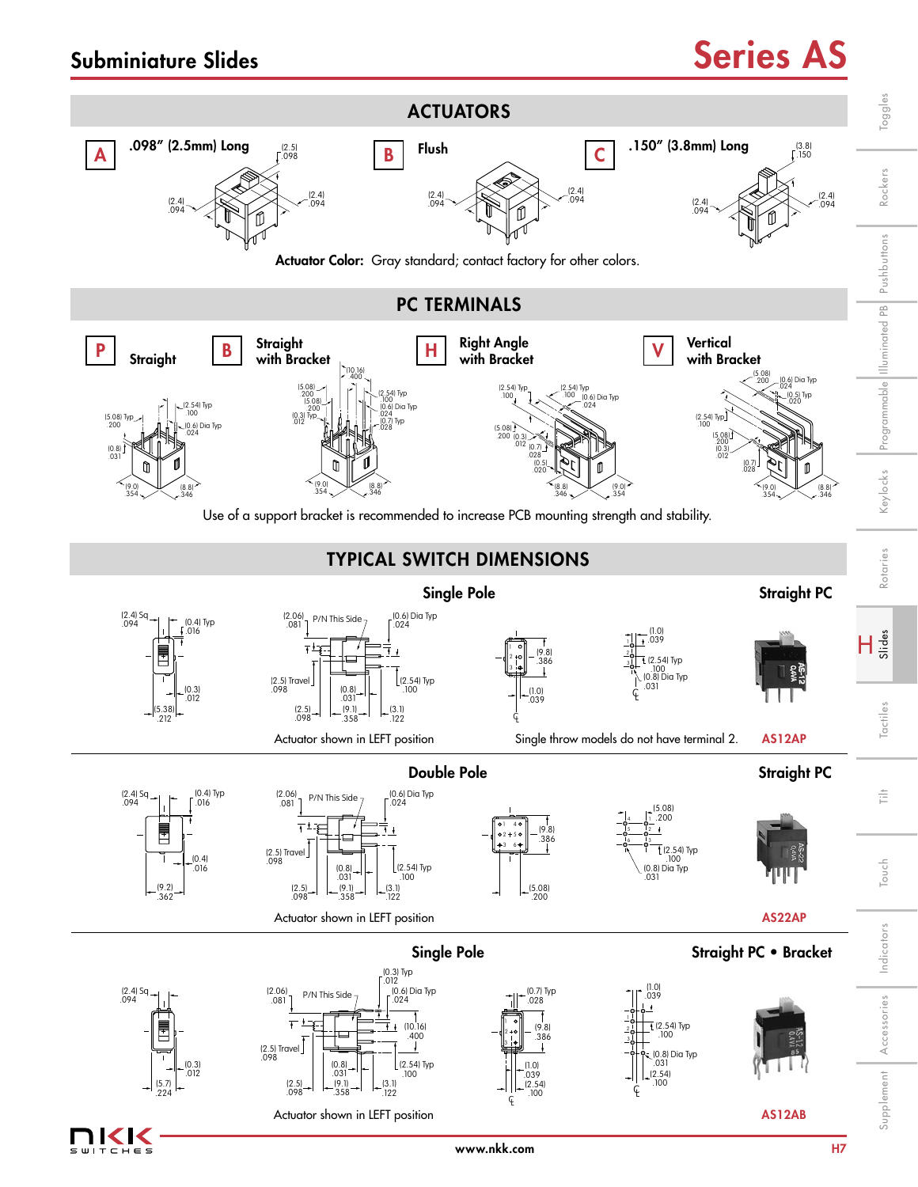# Subminiature Slides

# Series AS

## ACTUATORS

**A** .098" (2.5mm) Long

**B** Flush

**C** .150" (3.8mm) Long

**Actuator Color:** Gray standard; contact factory for other colors.

## PC TERMINALS

**P** Straight

**B** Straight with Bracket

**H** Right Angle with Bracket

**V** Vertical with Bracket

Use of a support bracket is recommended to increase PCB mounting strength and stability.

## TYPICAL SWITCH DIMENSIONS

### Single Pole — Straight PC

Actuator shown in LEFT position

Single throw models do not have terminal 2.

**AS12AP**

### Double Pole — Straight PC

Actuator shown in LEFT position

**AS22AP**

### Single Pole — Straight PC • Bracket

Actuator shown in LEFT position

**AS12AB**

www.nkk.com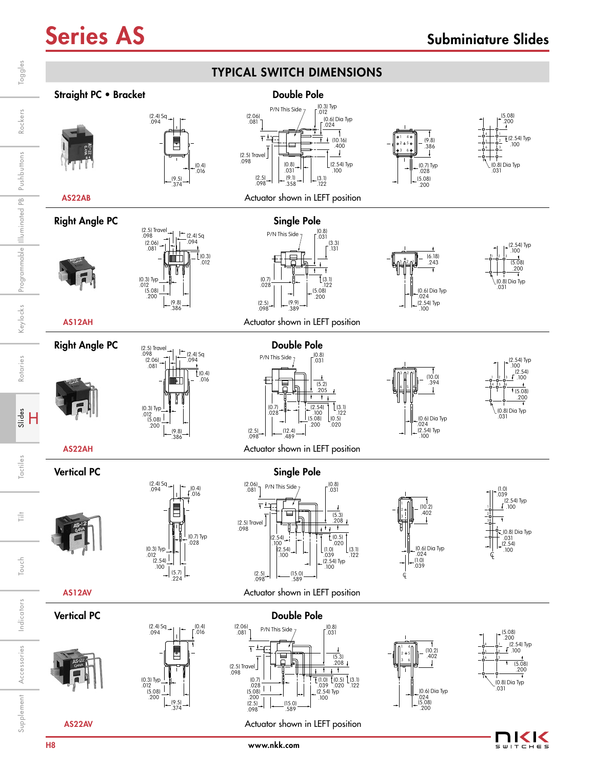# Series AS

## Subminiature Slides

## TYPICAL SWITCH DIMENSIONS

### Straight PC • Bracket

**AS22AB**

#### Double Pole

(2.4) Sq
.094

(0.4)
.016

(9.5)
.374

P/N This Side

(0.3) Typ
.012

(2.06)
.081

(0.6) Dia Typ
.024

(10.16)
.400

(2.5) Travel
.098

(0.8)
.031

(2.54) Typ
.100

(2.5)
.098

(9.1)
.358

(3.1)
.122

(9.8)
.386

(0.7) Typ
.028

(5.08)
.200

(5.08)
.200

(2.54) Typ
.100

(0.8) Dia Typ
.031

Actuator shown in LEFT position

### Right Angle PC

**AS12AH**

#### Single Pole

(2.5) Travel
.098

(2.4) Sq
.094

(2.06)
.081

(0.3)
.012

(0.3) Typ
.012

(5.08)
.200

(9.8)
.386

P/N This Side

(0.8)
.031

(3.3)
.131

(0.7)
.028

(3.1)
.122

(5.08)
.200

(2.5)
.098

(9.9)
.389

(6.18)
.243

(0.6) Dia Typ
.024

(2.54) Typ
.100

(2.54) Typ
.100

(5.08)
.200

(0.8) Dia Typ
.031

Actuator shown in LEFT position

### Right Angle PC

**AS22AH**

#### Double Pole

(2.5) Travel
.098

(2.4) Sq
.094

(2.06)
.081

(0.4)
.016

(0.3) Typ
.012

(5.08)
.200

(9.8)
.386

P/N This Side

(0.8)
.031

(5.2)
.205

(0.7)
.028

(2.54)
.100

(3.1)
.122

(5.08)
.200

(0.5)
.020

(2.5)
.098

(12.4)
.489

(10.0)
.394

(0.6) Dia Typ
.024

(2.54) Typ
.100

(2.54) Typ
.100

(2.54)
.100

(5.08)
.200

(0.8) Dia Typ
.031

Actuator shown in LEFT position

### Vertical PC

**AS12AV**

#### Single Pole

(2.4) Sq
.094

(0.4)
.016

(0.7) Typ
.028

(0.3) Typ
.012

(2.54)
.100

(5.7)
.224

(2.06)
.081

P/N This Side

(0.8)
.031

(5.3)
.208

(2.5) Travel
.098

(2.54)
.100

(2.54)
.100

(0.5)
.020

(1.0)
.039

(3.1)
.122

(2.54) Typ
.100

(2.5)
.098

(15.0)
.589

(10.2)
.402

(0.6) Dia Typ
.024

(1.0)
.039

(1.0)
.039

(2.54) Typ
.100

(0.8) Dia Typ
.031

(2.54)
.100

Actuator shown in LEFT position

### Vertical PC

**AS22AV**

#### Double Pole

(2.4) Sq
.094

(0.4)
.016

(0.3) Typ
.012

(5.08)
.200

(9.5)
.374

(2.06)
.081

P/N This Side

(0.8)
.031

(5.3)
.208

(2.5) Travel
.098

(0.7)
.028

(5.08)
.200

(1.0)
.039

(0.5)
.020

(3.1)
.122

(2.54) Typ
.100

(2.5)
.098

(15.0)
.589

(10.2)
.402

(0.6) Dia Typ
.024

(5.08)
.200

(5.08)
.200

(2.54) Typ
.100

(5.08)
.200

(0.8) Dia Typ
.031

Actuator shown in LEFT position

www.nkk.com